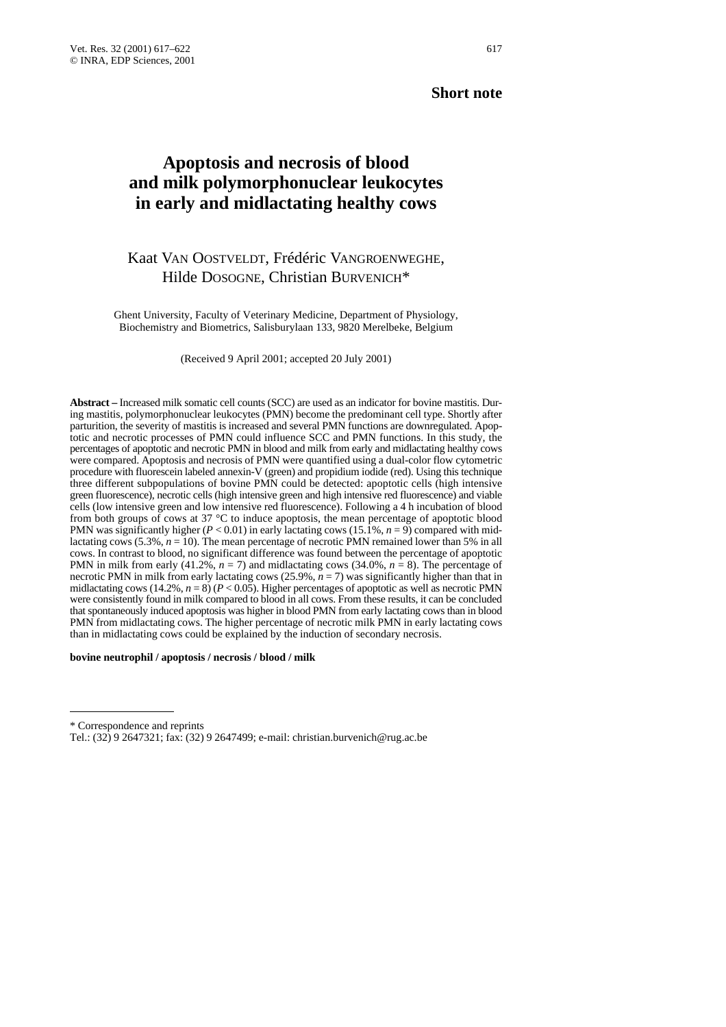**Short note**

# Apoptosis and necrosis of blood and milk polymorphonuclear leukocytes in early and midlactating healthy cows

Kaat VAN OOSTVELDT, Frédéric VANGROENWEGHE, Hilde DOSOGNE, Christian BURVENICH*

Ghent University, Faculty of Veterinary Medicine, Department of Physiology, Biochemistry and Biometrics, Salisburylaan 133, 9820 Merelbeke, Belgium

(Received 9 April 2001; accepted 20 July 2001)

**Abstract –** Increased milk somatic cell counts (SCC) are used as an indicator for bovine mastitis. During mastitis, polymorphonuclear leukocytes (PMN) become the predominant cell type. Shortly after parturition, the severity of mastitis is increased and several PMN functions are downregulated. Apoptotic and necrotic processes of PMN could influence SCC and PMN functions. In this study, the percentages of apoptotic and necrotic PMN in blood and milk from early and midlactating healthy cows were compared. Apoptosis and necrosis of PMN were quantified using a dual-color flow cytometric procedure with fluorescein labeled annexin-V (green) and propidium iodide (red). Using this technique three different subpopulations of bovine PMN could be detected: apoptotic cells (high intensive green fluorescence), necrotic cells (high intensive green and high intensive red fluorescence) and viable cells (low intensive green and low intensive red fluorescence). Following a 4 h incubation of blood from both groups of cows at 37 °C to induce apoptosis, the mean percentage of apoptotic blood PMN was significantly higher ($P < 0.01$) in early lactating cows (15.1%, $n = 9$) compared with midlactating cows (5.3%, $n = 10$). The mean percentage of necrotic PMN remained lower than 5% in all cows. In contrast to blood, no significant difference was found between the percentage of apoptotic PMN in milk from early (41.2%, $n = 7$) and midlactating cows (34.0%, $n = 8$). The percentage of necrotic PMN in milk from early lactating cows (25.9%, $n = 7$) was significantly higher than that in midlactating cows (14.2%, $n = 8$) ($P < 0.05$). Higher percentages of apoptotic as well as necrotic PMN were consistently found in milk compared to blood in all cows. From these results, it can be concluded that spontaneously induced apoptosis was higher in blood PMN from early lactating cows than in blood PMN from midlactating cows. The higher percentage of necrotic milk PMN in early lactating cows than in midlactating cows could be explained by the induction of secondary necrosis.

**bovine neutrophil / apoptosis / necrosis / blood / milk**

---

\* Correspondence and reprints

Tel.: (32) 9 2647321; fax: (32) 9 2647499; e-mail: christian.burvenich@rug.ac.be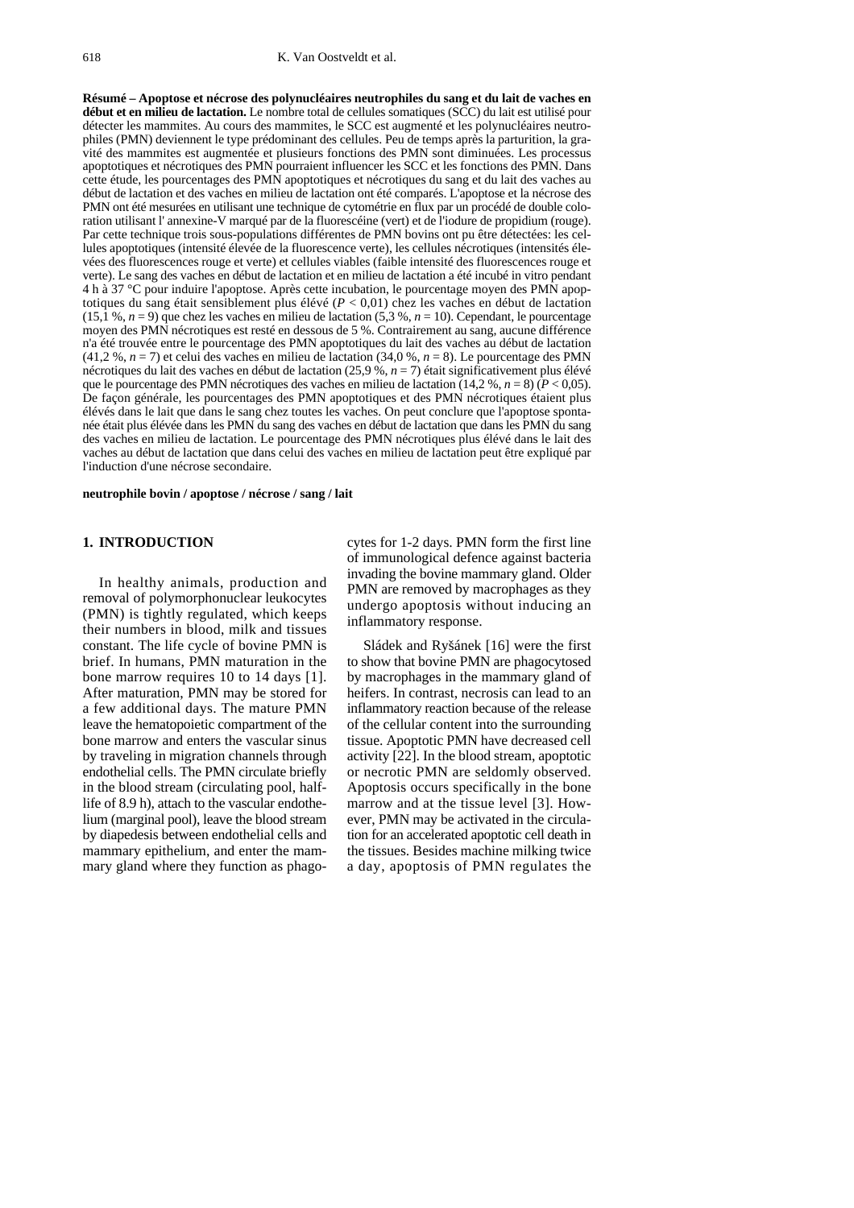**Résumé – Apoptose et nécrose des polynucléaires neutrophiles du sang et du lait de vaches en début et en milieu de lactation.** Le nombre total de cellules somatiques (SCC) du lait est utilisé pour détecter les mammites. Au cours des mammites, le SCC est augmenté et les polynucléaires neutrophiles (PMN) deviennent le type prédominant des cellules. Peu de temps après la parturition, la gravité des mammites est augmentée et plusieurs fonctions des PMN sont diminuées. Les processus apoptotiques et nécrotiques des PMN pourraient influencer les SCC et les fonctions des PMN. Dans cette étude, les pourcentages des PMN apoptotiques et nécrotiques du sang et du lait des vaches au début de lactation et des vaches en milieu de lactation ont été comparés. L'apoptose et la nécrose des PMN ont été mesurées en utilisant une technique de cytométrie en flux par un procédé de double coloration utilisant l' annexine-V marqué par de la fluorescéine (vert) et de l'iodure de propidium (rouge). Par cette technique trois sous-populations différentes de PMN bovins ont pu être détectées: les cellules apoptotiques (intensité élevée de la fluorescence verte), les cellules nécrotiques (intensités élevées des fluorescences rouge et verte) et cellules viables (faible intensité des fluorescences rouge et verte). Le sang des vaches en début de lactation et en milieu de lactation a été incubé in vitro pendant 4 h à 37 °C pour induire l'apoptose. Après cette incubation, le pourcentage moyen des PMN apoptotiques du sang était sensiblement plus élévé ($P < 0,01$) chez les vaches en début de lactation (15,1 %, $n = 9$) que chez les vaches en milieu de lactation (5,3 %, $n = 10$). Cependant, le pourcentage moyen des PMN nécrotiques est resté en dessous de 5 %. Contrairement au sang, aucune différence n'a été trouvée entre le pourcentage des PMN apoptotiques du lait des vaches au début de lactation (41,2 %, $n = 7$) et celui des vaches en milieu de lactation (34,0 %, $n = 8$). Le pourcentage des PMN nécrotiques du lait des vaches en début de lactation (25,9 %, $n = 7$) était significativement plus élévé que le pourcentage des PMN nécrotiques des vaches en milieu de lactation (14,2 %, $n = 8$) ($P < 0,05$). De façon générale, les pourcentages des PMN apoptotiques et des PMN nécrotiques étaient plus élévés dans le lait que dans le sang chez toutes les vaches. On peut conclure que l'apoptose spontanée était plus élévée dans les PMN du sang des vaches en début de lactation que dans les PMN du sang des vaches en milieu de lactation. Le pourcentage des PMN nécrotiques plus élévé dans le lait des vaches au début de lactation que dans celui des vaches en milieu de lactation peut être expliqué par l'induction d'une nécrose secondaire.

**neutrophile bovin / apoptose / nécrose / sang / lait**

## 1. INTRODUCTION

In healthy animals, production and removal of polymorphonuclear leukocytes (PMN) is tightly regulated, which keeps their numbers in blood, milk and tissues constant. The life cycle of bovine PMN is brief. In humans, PMN maturation in the bone marrow requires 10 to 14 days [1]. After maturation, PMN may be stored for a few additional days. The mature PMN leave the hematopoietic compartment of the bone marrow and enters the vascular sinus by traveling in migration channels through endothelial cells. The PMN circulate briefly in the blood stream (circulating pool, half-life of 8.9 h), attach to the vascular endothelium (marginal pool), leave the blood stream by diapedesis between endothelial cells and mammary epithelium, and enter the mammary gland where they function as phagocytes for 1-2 days. PMN form the first line of immunological defence against bacteria invading the bovine mammary gland. Older PMN are removed by macrophages as they undergo apoptosis without inducing an inflammatory response.

Sládek and Ryšánek [16] were the first to show that bovine PMN are phagocytosed by macrophages in the mammary gland of heifers. In contrast, necrosis can lead to an inflammatory reaction because of the release of the cellular content into the surrounding tissue. Apoptotic PMN have decreased cell activity [22]. In the blood stream, apoptotic or necrotic PMN are seldomly observed. Apoptosis occurs specifically in the bone marrow and at the tissue level [3]. However, PMN may be activated in the circulation for an accelerated apoptotic cell death in the tissues. Besides machine milking twice a day, apoptosis of PMN regulates the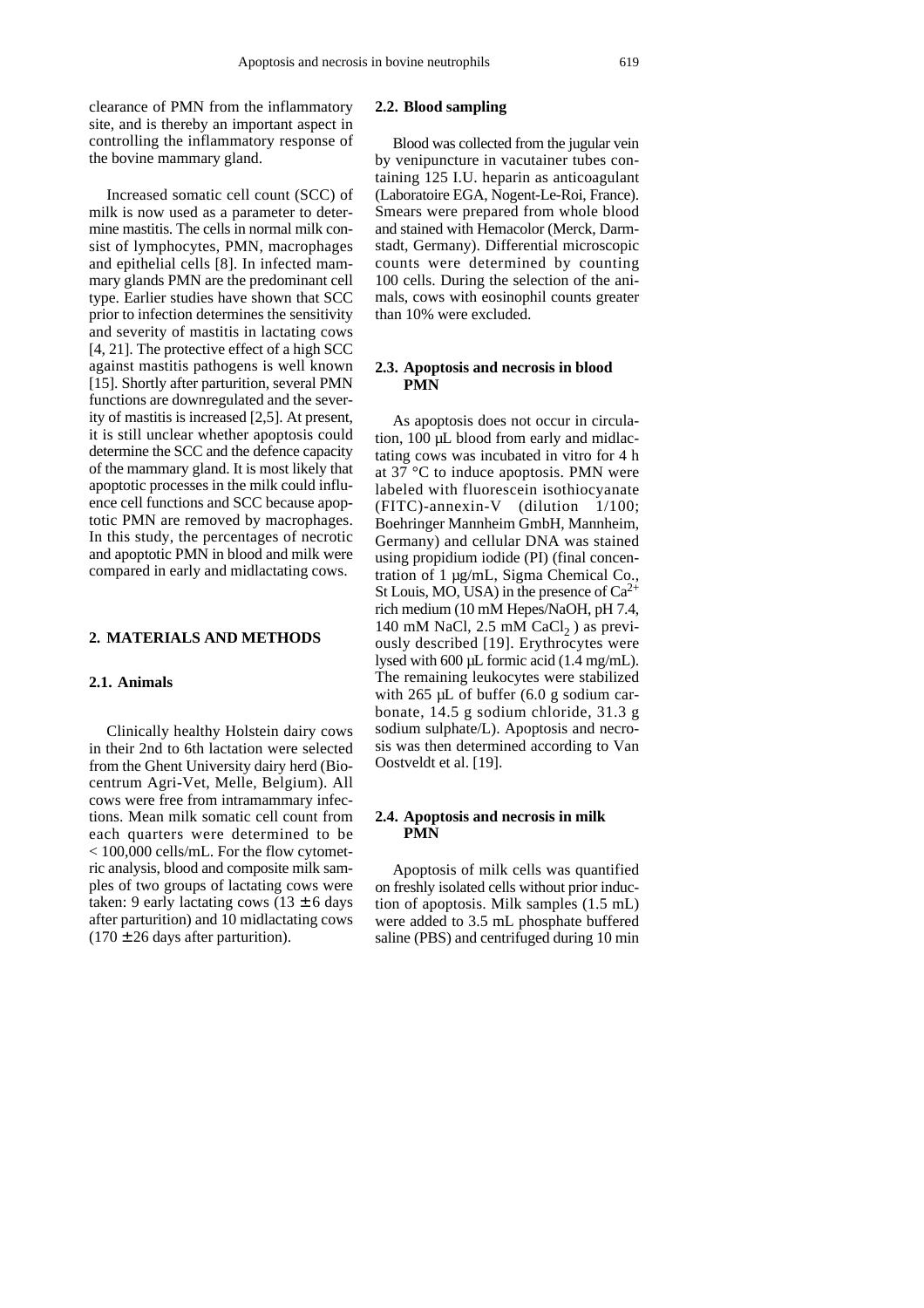clearance of PMN from the inflammatory site, and is thereby an important aspect in controlling the inflammatory response of the bovine mammary gland.

Increased somatic cell count (SCC) of milk is now used as a parameter to determine mastitis. The cells in normal milk consist of lymphocytes, PMN, macrophages and epithelial cells [8]. In infected mammary glands PMN are the predominant cell type. Earlier studies have shown that SCC prior to infection determines the sensitivity and severity of mastitis in lactating cows [4, 21]. The protective effect of a high SCC against mastitis pathogens is well known [15]. Shortly after parturition, several PMN functions are downregulated and the severity of mastitis is increased [2,5]. At present, it is still unclear whether apoptosis could determine the SCC and the defence capacity of the mammary gland. It is most likely that apoptotic processes in the milk could influence cell functions and SCC because apoptotic PMN are removed by macrophages. In this study, the percentages of necrotic and apoptotic PMN in blood and milk were compared in early and midlactating cows.

## 2. MATERIALS AND METHODS

### 2.1. Animals

Clinically healthy Holstein dairy cows in their 2nd to 6th lactation were selected from the Ghent University dairy herd (Biocentrum Agri-Vet, Melle, Belgium). All cows were free from intramammary infections. Mean milk somatic cell count from each quarters were determined to be < 100,000 cells/mL. For the flow cytometric analysis, blood and composite milk samples of two groups of lactating cows were taken: 9 early lactating cows (13 ± 6 days after parturition) and 10 midlactating cows (170 ± 26 days after parturition).

### 2.2. Blood sampling

Blood was collected from the jugular vein by venipuncture in vacutainer tubes containing 125 I.U. heparin as anticoagulant (Laboratoire EGA, Nogent-Le-Roi, France). Smears were prepared from whole blood and stained with Hemacolor (Merck, Darmstadt, Germany). Differential microscopic counts were determined by counting 100 cells. During the selection of the animals, cows with eosinophil counts greater than 10% were excluded.

### 2.3. Apoptosis and necrosis in blood PMN

As apoptosis does not occur in circulation, 100 μL blood from early and midlactating cows was incubated in vitro for 4 h at 37 °C to induce apoptosis. PMN were labeled with fluorescein isothiocyanate (FITC)-annexin-V (dilution 1/100; Boehringer Mannheim GmbH, Mannheim, Germany) and cellular DNA was stained using propidium iodide (PI) (final concentration of 1 μg/mL, Sigma Chemical Co., St Louis, MO, USA) in the presence of $Ca^{2+}$ rich medium (10 mM Hepes/NaOH, pH 7.4, 140 mM NaCl, 2.5 mM $CaCl_2$ ) as previously described [19]. Erythrocytes were lysed with 600 μL formic acid (1.4 mg/mL). The remaining leukocytes were stabilized with 265 μL of buffer (6.0 g sodium carbonate, 14.5 g sodium chloride, 31.3 g sodium sulphate/L). Apoptosis and necrosis was then determined according to Van Oostveldt et al. [19].

### 2.4. Apoptosis and necrosis in milk PMN

Apoptosis of milk cells was quantified on freshly isolated cells without prior induction of apoptosis. Milk samples (1.5 mL) were added to 3.5 mL phosphate buffered saline (PBS) and centrifuged during 10 min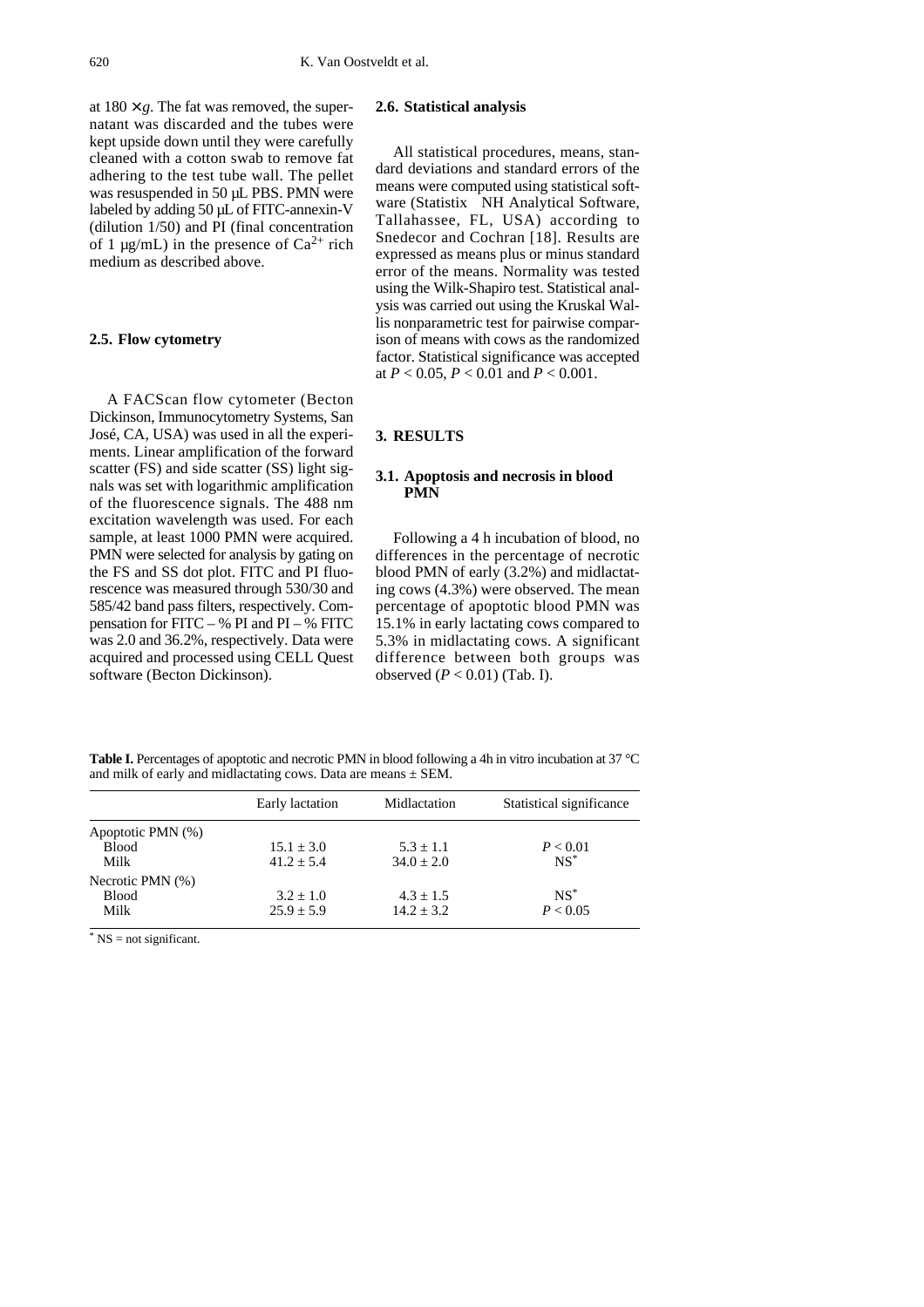at 180 × *g*. The fat was removed, the supernatant was discarded and the tubes were kept upside down until they were carefully cleaned with a cotton swab to remove fat adhering to the test tube wall. The pellet was resuspended in 50 µL PBS. PMN were labeled by adding 50 µL of FITC-annexin-V (dilution 1/50) and PI (final concentration of 1 µg/mL) in the presence of $Ca^{2+}$ rich medium as described above.

### 2.5. Flow cytometry

A FACScan flow cytometer (Becton Dickinson, Immunocytometry Systems, San José, CA, USA) was used in all the experiments. Linear amplification of the forward scatter (FS) and side scatter (SS) light signals was set with logarithmic amplification of the fluorescence signals. The 488 nm excitation wavelength was used. For each sample, at least 1000 PMN were acquired. PMN were selected for analysis by gating on the FS and SS dot plot. FITC and PI fluorescence was measured through 530/30 and 585/42 band pass filters, respectively. Compensation for FITC – % PI and PI – % FITC was 2.0 and 36.2%, respectively. Data were acquired and processed using CELL Quest software (Becton Dickinson).

### 2.6. Statistical analysis

All statistical procedures, means, standard deviations and standard errors of the means were computed using statistical software (Statistix NH Analytical Software, Tallahassee, FL, USA) according to Snedecor and Cochran [18]. Results are expressed as means plus or minus standard error of the means. Normality was tested using the Wilk-Shapiro test. Statistical analysis was carried out using the Kruskal Wallis nonparametric test for pairwise comparison of means with cows as the randomized factor. Statistical significance was accepted at $P < 0.05$, $P < 0.01$ and $P < 0.001$.

## 3. RESULTS

### 3.1. Apoptosis and necrosis in blood PMN

Following a 4 h incubation of blood, no differences in the percentage of necrotic blood PMN of early (3.2%) and midlactating cows (4.3%) were observed. The mean percentage of apoptotic blood PMN was 15.1% in early lactating cows compared to 5.3% in midlactating cows. A significant difference between both groups was observed ($P < 0.01$) (Tab. I).

**Table I.** Percentages of apoptotic and necrotic PMN in blood following a 4h in vitro incubation at 37 °C and milk of early and midlactating cows. Data are means ± SEM.

| | Early lactation | Midlactation | Statistical significance |
|---|---|---|---|
| Apoptotic PMN (%) | | | |
| Blood | 15.1 ± 3.0 | 5.3 ± 1.1 | $P < 0.01$ |
| Milk | 41.2 ± 5.4 | 34.0 ± 2.0 | NS* |
| Necrotic PMN (%) | | | |
| Blood | 3.2 ± 1.0 | 4.3 ± 1.5 | NS* |
| Milk | 25.9 ± 5.9 | 14.2 ± 3.2 | $P < 0.05$ |

* NS = not significant.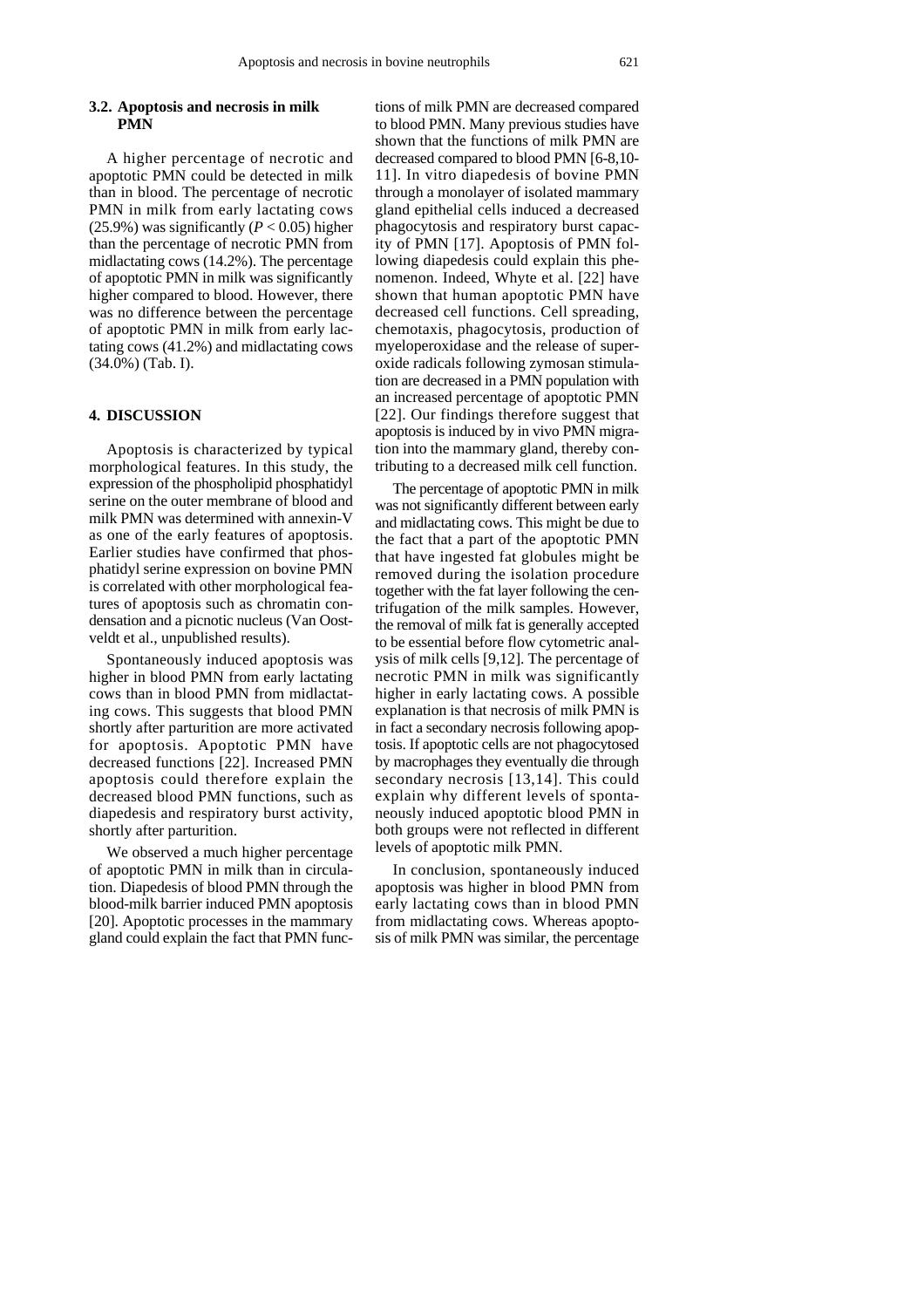### 3.2. Apoptosis and necrosis in milk PMN

A higher percentage of necrotic and apoptotic PMN could be detected in milk than in blood. The percentage of necrotic PMN in milk from early lactating cows (25.9%) was significantly ($P < 0.05$) higher than the percentage of necrotic PMN from midlactating cows (14.2%). The percentage of apoptotic PMN in milk was significantly higher compared to blood. However, there was no difference between the percentage of apoptotic PMN in milk from early lactating cows (41.2%) and midlactating cows (34.0%) (Tab. I).

## 4. DISCUSSION

Apoptosis is characterized by typical morphological features. In this study, the expression of the phospholipid phosphatidyl serine on the outer membrane of blood and milk PMN was determined with annexin-V as one of the early features of apoptosis. Earlier studies have confirmed that phosphatidyl serine expression on bovine PMN is correlated with other morphological features of apoptosis such as chromatin condensation and a picnotic nucleus (Van Oostveldt et al., unpublished results).

Spontaneously induced apoptosis was higher in blood PMN from early lactating cows than in blood PMN from midlactating cows. This suggests that blood PMN shortly after parturition are more activated for apoptosis. Apoptotic PMN have decreased functions [22]. Increased PMN apoptosis could therefore explain the decreased blood PMN functions, such as diapedesis and respiratory burst activity, shortly after parturition.

We observed a much higher percentage of apoptotic PMN in milk than in circulation. Diapedesis of blood PMN through the blood-milk barrier induced PMN apoptosis [20]. Apoptotic processes in the mammary gland could explain the fact that PMN functions of milk PMN are decreased compared to blood PMN. Many previous studies have shown that the functions of milk PMN are decreased compared to blood PMN [6-8,10-11]. In vitro diapedesis of bovine PMN through a monolayer of isolated mammary gland epithelial cells induced a decreased phagocytosis and respiratory burst capacity of PMN [17]. Apoptosis of PMN following diapedesis could explain this phenomenon. Indeed, Whyte et al. [22] have shown that human apoptotic PMN have decreased cell functions. Cell spreading, chemotaxis, phagocytosis, production of myeloperoxidase and the release of superoxide radicals following zymosan stimulation are decreased in a PMN population with an increased percentage of apoptotic PMN [22]. Our findings therefore suggest that apoptosis is induced by in vivo PMN migration into the mammary gland, thereby contributing to a decreased milk cell function.

The percentage of apoptotic PMN in milk was not significantly different between early and midlactating cows. This might be due to the fact that a part of the apoptotic PMN that have ingested fat globules might be removed during the isolation procedure together with the fat layer following the centrifugation of the milk samples. However, the removal of milk fat is generally accepted to be essential before flow cytometric analysis of milk cells [9,12]. The percentage of necrotic PMN in milk was significantly higher in early lactating cows. A possible explanation is that necrosis of milk PMN is in fact a secondary necrosis following apoptosis. If apoptotic cells are not phagocytosed by macrophages they eventually die through secondary necrosis [13,14]. This could explain why different levels of spontaneously induced apoptotic blood PMN in both groups were not reflected in different levels of apoptotic milk PMN.

In conclusion, spontaneously induced apoptosis was higher in blood PMN from early lactating cows than in blood PMN from midlactating cows. Whereas apoptosis of milk PMN was similar, the percentage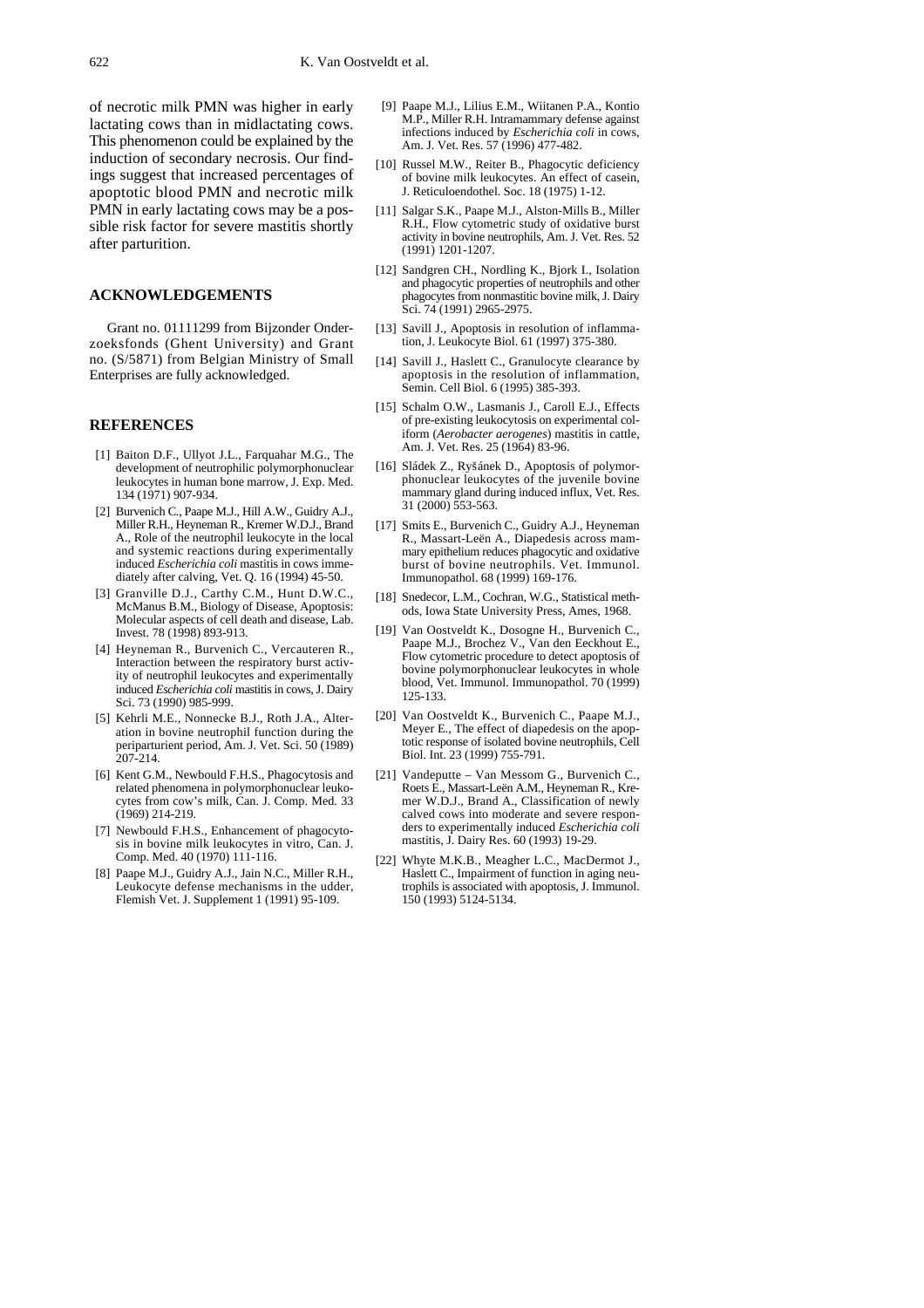of necrotic milk PMN was higher in early lactating cows than in midlactating cows. This phenomenon could be explained by the induction of secondary necrosis. Our findings suggest that increased percentages of apoptotic blood PMN and necrotic milk PMN in early lactating cows may be a possible risk factor for severe mastitis shortly after parturition.

## ACKNOWLEDGEMENTS

Grant no. 01111299 from Bijzonder Onderzoeksfonds (Ghent University) and Grant no. (S/5871) from Belgian Ministry of Small Enterprises are fully acknowledged.

## REFERENCES

[1] Baiton D.F., Ullyot J.L., Farquahar M.G., The development of neutrophilic polymorphonuclear leukocytes in human bone marrow, J. Exp. Med. 134 (1971) 907-934.

[2] Burvenich C., Paape M.J., Hill A.W., Guidry A.J., Miller R.H., Heyneman R., Kremer W.D.J., Brand A., Role of the neutrophil leukocyte in the local and systemic reactions during experimentally induced *Escherichia coli* mastitis in cows immediately after calving, Vet. Q. 16 (1994) 45-50.

[3] Granville D.J., Carthy C.M., Hunt D.W.C., McManus B.M., Biology of Disease, Apoptosis: Molecular aspects of cell death and disease, Lab. Invest. 78 (1998) 893-913.

[4] Heyneman R., Burvenich C., Vercauteren R., Interaction between the respiratory burst activity of neutrophil leukocytes and experimentally induced *Escherichia coli* mastitis in cows, J. Dairy Sci. 73 (1990) 985-999.

[5] Kehrli M.E., Nonnecke B.J., Roth J.A., Alteration in bovine neutrophil function during the periparturient period, Am. J. Vet. Sci. 50 (1989) 207-214.

[6] Kent G.M., Newbould F.H.S., Phagocytosis and related phenomena in polymorphonuclear leukocytes from cow's milk, Can. J. Comp. Med. 33 (1969) 214-219.

[7] Newbould F.H.S., Enhancement of phagocytosis in bovine milk leukocytes in vitro, Can. J. Comp. Med. 40 (1970) 111-116.

[8] Paape M.J., Guidry A.J., Jain N.C., Miller R.H., Leukocyte defense mechanisms in the udder, Flemish Vet. J. Supplement 1 (1991) 95-109.

[9] Paape M.J., Lilius E.M., Wiitanen P.A., Kontio M.P., Miller R.H. Intramammary defense against infections induced by *Escherichia coli* in cows, Am. J. Vet. Res. 57 (1996) 477-482.

[10] Russel M.W., Reiter B., Phagocytic deficiency of bovine milk leukocytes. An effect of casein, J. Reticuloendothel. Soc. 18 (1975) 1-12.

[11] Salgar S.K., Paape M.J., Alston-Mills B., Miller R.H., Flow cytometric study of oxidative burst activity in bovine neutrophils, Am. J. Vet. Res. 52 (1991) 1201-1207.

[12] Sandgren CH., Nordling K., Bjork I., Isolation and phagocytic properties of neutrophils and other phagocytes from nonmastitic bovine milk, J. Dairy Sci. 74 (1991) 2965-2975.

[13] Savill J., Apoptosis in resolution of inflammation, J. Leukocyte Biol. 61 (1997) 375-380.

[14] Savill J., Haslett C., Granulocyte clearance by apoptosis in the resolution of inflammation, Semin. Cell Biol. 6 (1995) 385-393.

[15] Schalm O.W., Lasmanis J., Caroll E.J., Effects of pre-existing leukocytosis on experimental coliform (*Aerobacter aerogenes*) mastitis in cattle, Am. J. Vet. Res. 25 (1964) 83-96.

[16] Sládek Z., Ryšánek D., Apoptosis of polymorphonuclear leukocytes of the juvenile bovine mammary gland during induced influx, Vet. Res. 31 (2000) 553-563.

[17] Smits E., Burvenich C., Guidry A.J., Heyneman R., Massart-Leën A., Diapedesis across mammary epithelium reduces phagocytic and oxidative burst of bovine neutrophils. Vet. Immunol. Immunopathol. 68 (1999) 169-176.

[18] Snedecor, L.M., Cochran, W.G., Statistical methods, Iowa State University Press, Ames, 1968.

[19] Van Oostveldt K., Dosogne H., Burvenich C., Paape M.J., Brochez V., Van den Eeckhout E., Flow cytometric procedure to detect apoptosis of bovine polymorphonuclear leukocytes in whole blood, Vet. Immunol. Immunopathol. 70 (1999) 125-133.

[20] Van Oostveldt K., Burvenich C., Paape M.J., Meyer E., The effect of diapedesis on the apoptotic response of isolated bovine neutrophils, Cell Biol. Int. 23 (1999) 755-791.

[21] Vandeputte – Van Messom G., Burvenich C., Roets E., Massart-Leën A.M., Heyneman R., Kremer W.D.J., Brand A., Classification of newly calved cows into moderate and severe responders to experimentally induced *Escherichia coli* mastitis, J. Dairy Res. 60 (1993) 19-29.

[22] Whyte M.K.B., Meagher L.C., MacDermot J., Haslett C., Impairment of function in aging neutrophils is associated with apoptosis, J. Immunol. 150 (1993) 5124-5134.